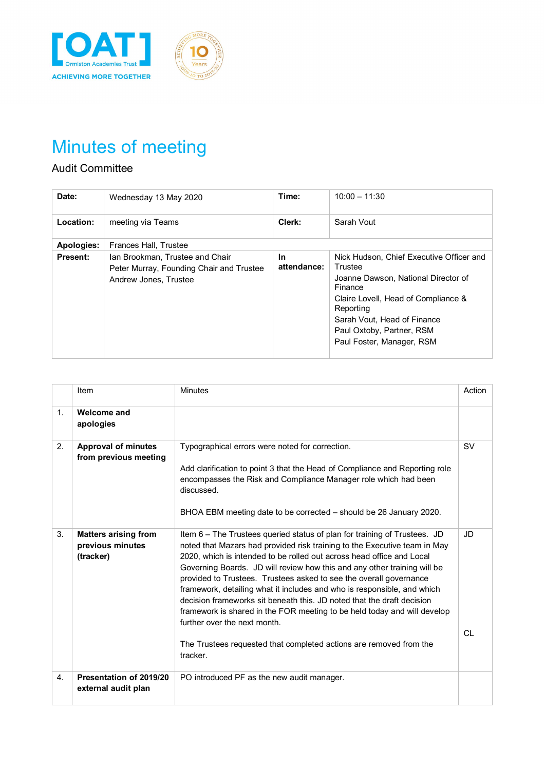# Minutes of meeting

Audit Committee

| Date: | Wednesday 13 May 2020 | Time: | 10:00 – 11:30 |
|---|---|---|---|
| Location: | meeting via Teams | Clerk: | Sarah Vout |
| Apologies: | Frances Hall, Trustee | | |
| Present: | Ian Brookman, Trustee and Chair<br>Peter Murray, Founding Chair and Trustee<br>Andrew Jones, Trustee | In attendance: | Nick Hudson, Chief Executive Officer and Trustee<br>Joanne Dawson, National Director of Finance<br>Claire Lovell, Head of Compliance & Reporting<br>Sarah Vout, Head of Finance<br>Paul Oxtoby, Partner, RSM<br>Paul Foster, Manager, RSM |

| | Item | Minutes | Action |
|---|---|---|---|
| 1. | **Welcome and apologies** | | |
| 2. | **Approval of minutes from previous meeting** | Typographical errors were noted for correction.<br><br>Add clarification to point 3 that the Head of Compliance and Reporting role encompasses the Risk and Compliance Manager role which had been discussed.<br><br>BHOA EBM meeting date to be corrected – should be 26 January 2020. | SV |
| 3. | **Matters arising from previous minutes (tracker)** | Item 6 – The Trustees queried status of plan for training of Trustees. JD noted that Mazars had provided risk training to the Executive team in May 2020, which is intended to be rolled out across head office and Local Governing Boards. JD will review how this and any other training will be provided to Trustees. Trustees asked to see the overall governance framework, detailing what it includes and who is responsible, and which decision frameworks sit beneath this. JD noted that the draft decision framework is shared in the FOR meeting to be held today and will develop further over the next month.<br><br>The Trustees requested that completed actions are removed from the tracker. | JD<br><br>CL |
| 4. | **Presentation of 2019/20 external audit plan** | PO introduced PF as the new audit manager. | |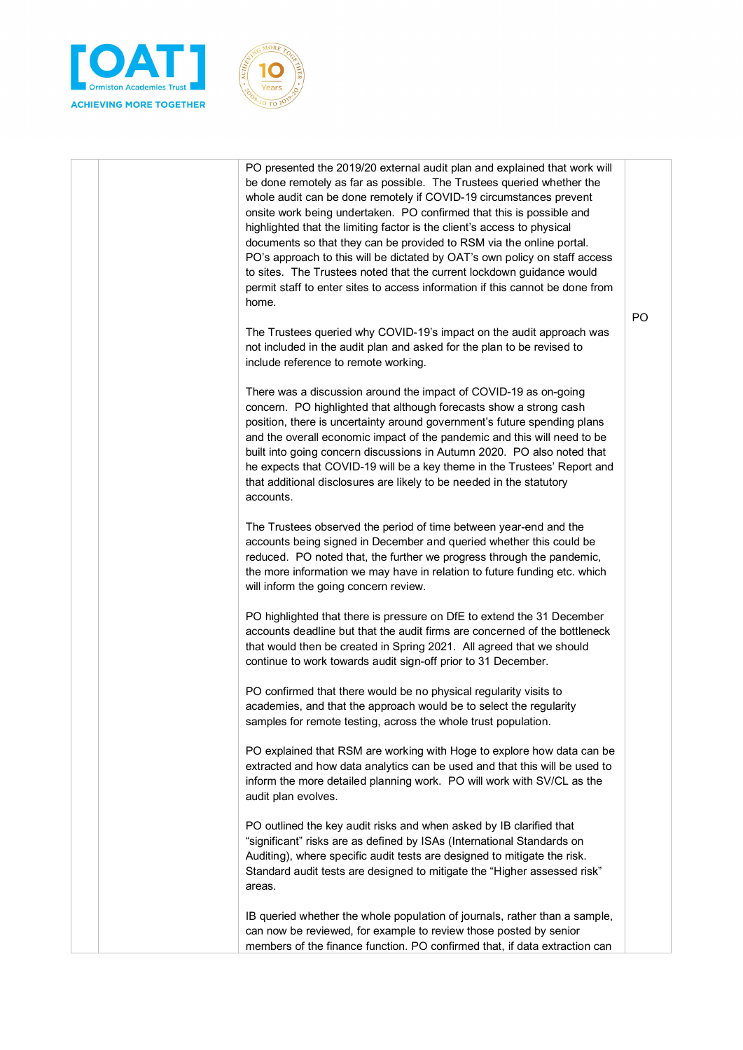| | | | |
|---|---|---|---|
| | | PO presented the 2019/20 external audit plan and explained that work will be done remotely as far as possible. The Trustees queried whether the whole audit can be done remotely if COVID-19 circumstances prevent onsite work being undertaken. PO confirmed that this is possible and highlighted that the limiting factor is the client's access to physical documents so that they can be provided to RSM via the online portal. PO's approach to this will be dictated by OAT's own policy on staff access to sites. The Trustees noted that the current lockdown guidance would permit staff to enter sites to access information if this cannot be done from home.<br><br>The Trustees queried why COVID-19's impact on the audit approach was not included in the audit plan and asked for the plan to be revised to include reference to remote working.<br><br>There was a discussion around the impact of COVID-19 as on-going concern. PO highlighted that although forecasts show a strong cash position, there is uncertainty around government's future spending plans and the overall economic impact of the pandemic and this will need to be built into going concern discussions in Autumn 2020. PO also noted that he expects that COVID-19 will be a key theme in the Trustees' Report and that additional disclosures are likely to be needed in the statutory accounts.<br><br>The Trustees observed the period of time between year-end and the accounts being signed in December and queried whether this could be reduced. PO noted that, the further we progress through the pandemic, the more information we may have in relation to future funding etc. which will inform the going concern review.<br><br>PO highlighted that there is pressure on DfE to extend the 31 December accounts deadline but that the audit firms are concerned of the bottleneck that would then be created in Spring 2021. All agreed that we should continue to work towards audit sign-off prior to 31 December.<br><br>PO confirmed that there would be no physical regularity visits to academies, and that the approach would be to select the regularity samples for remote testing, across the whole trust population.<br><br>PO explained that RSM are working with Hoge to explore how data can be extracted and how data analytics can be used and that this will be used to inform the more detailed planning work. PO will work with SV/CL as the audit plan evolves.<br><br>PO outlined the key audit risks and when asked by IB clarified that "significant" risks are as defined by ISAs (International Standards on Auditing), where specific audit tests are designed to mitigate the risk. Standard audit tests are designed to mitigate the "Higher assessed risk" areas.<br><br>IB queried whether the whole population of journals, rather than a sample, can now be reviewed, for example to review those posted by senior members of the finance function. PO confirmed that, if data extraction can | PO |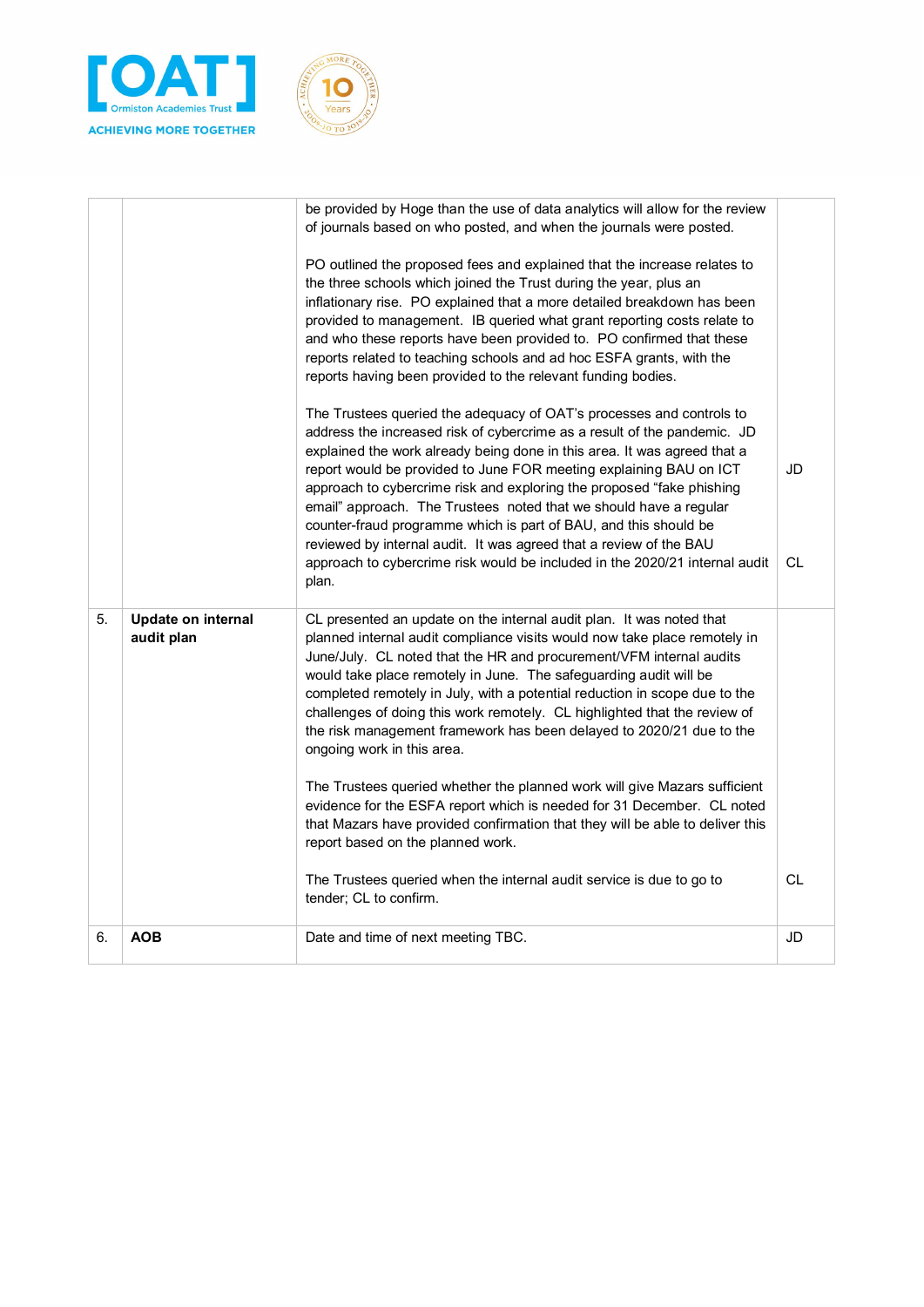| | | | |
|---|---|---|---|
| | | be provided by Hoge than the use of data analytics will allow for the review of journals based on who posted, and when the journals were posted.<br><br>PO outlined the proposed fees and explained that the increase relates to the three schools which joined the Trust during the year, plus an inflationary rise. PO explained that a more detailed breakdown has been provided to management. IB queried what grant reporting costs relate to and who these reports have been provided to. PO confirmed that these reports related to teaching schools and ad hoc ESFA grants, with the reports having been provided to the relevant funding bodies.<br><br>The Trustees queried the adequacy of OAT's processes and controls to address the increased risk of cybercrime as a result of the pandemic. JD explained the work already being done in this area. It was agreed that a report would be provided to June FOR meeting explaining BAU on ICT approach to cybercrime risk and exploring the proposed "fake phishing email" approach. The Trustees noted that we should have a regular counter-fraud programme which is part of BAU, and this should be reviewed by internal audit. It was agreed that a review of the BAU approach to cybercrime risk would be included in the 2020/21 internal audit plan. | JD<br><br>CL |
| 5. | **Update on internal audit plan** | CL presented an update on the internal audit plan. It was noted that planned internal audit compliance visits would now take place remotely in June/July. CL noted that the HR and procurement/VFM internal audits would take place remotely in June. The safeguarding audit will be completed remotely in July, with a potential reduction in scope due to the challenges of doing this work remotely. CL highlighted that the review of the risk management framework has been delayed to 2020/21 due to the ongoing work in this area.<br><br>The Trustees queried whether the planned work will give Mazars sufficient evidence for the ESFA report which is needed for 31 December. CL noted that Mazars have provided confirmation that they will be able to deliver this report based on the planned work.<br><br>The Trustees queried when the internal audit service is due to go to tender; CL to confirm. | CL |
| 6. | **AOB** | Date and time of next meeting TBC. | JD |